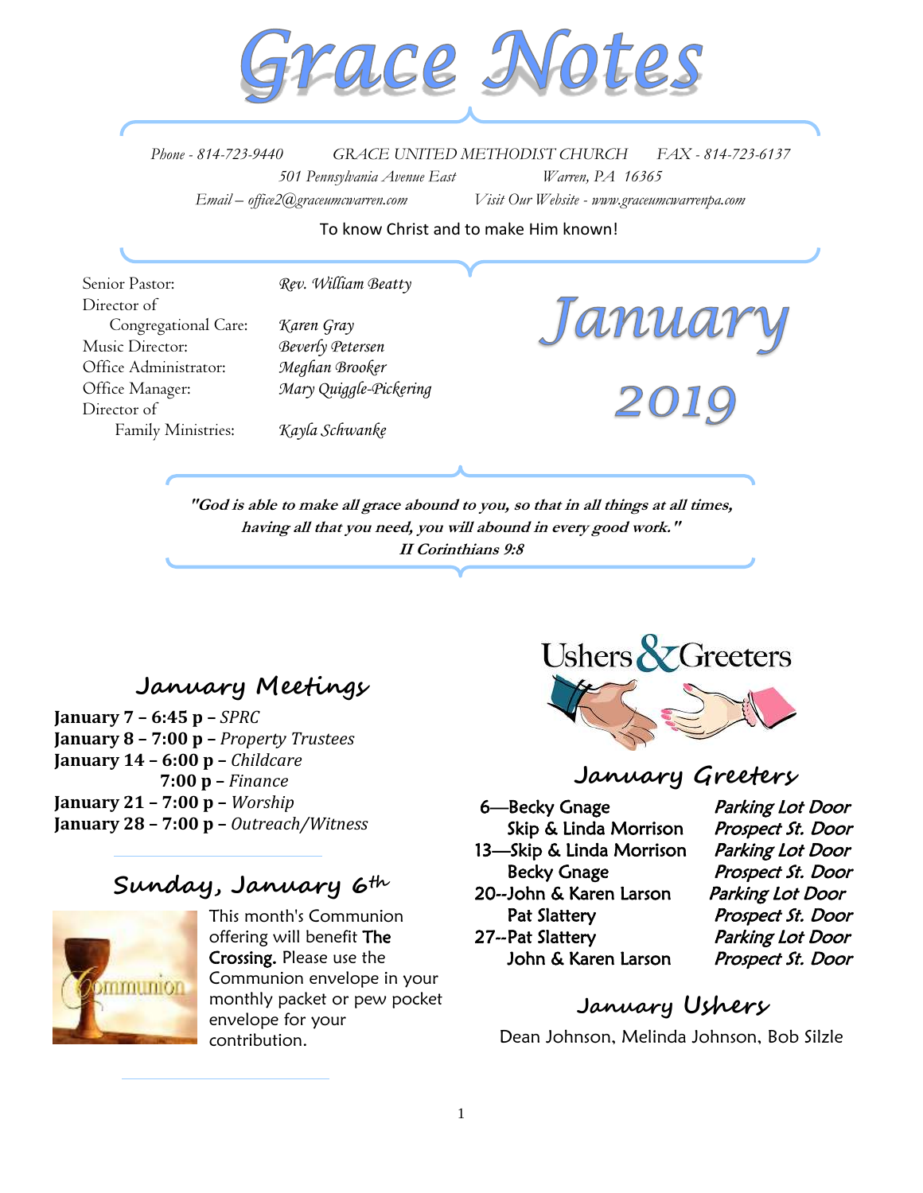# Grace Notes

*Phone - 814-723-9440* *GRACE UNITED METHODIST CHURCH* *FAX - 814-723-6137*
*501 Pennsylvania Avenue East* *Warren, PA 16365*
*Email – office2@graceumcwarren.com* *Visit Our Website - www.graceumcwarrenpa.com*

To know Christ and to make Him known!

Senior Pastor: *Rev. William Beatty*
Director of Congregational Care: *Karen Gray*
Music Director: *Beverly Petersen*
Office Administrator: *Meghan Brooker*
Office Manager: *Mary Quiggle-Pickering*
Director of Family Ministries: *Kayla Schwanke*

# January 2019

***"God is able to make all grace abound to you, so that in all things at all times, having all that you need, you will abound in every good work."***
***II Corinthians 9:8***

## January Meetings

**January 7 – 6:45 p –** *SPRC*
**January 8 – 7:00 p –** *Property Trustees*
**January 14 – 6:00 p –** *Childcare*
**7:00 p –** *Finance*
**January 21 – 7:00 p –** *Worship*
**January 28 – 7:00 p –** *Outreach/Witness*

## Sunday, January 6th

This month's Communion offering will benefit **The Crossing.** Please use the Communion envelope in your monthly packet or pew pocket envelope for your contribution.

## Ushers & Greeters

## January Greeters

| | |
|---|---|
| 6—Becky Gnage | *Parking Lot Door* |
| Skip & Linda Morrison | *Prospect St. Door* |
| 13—Skip & Linda Morrison | *Parking Lot Door* |
| Becky Gnage | *Prospect St. Door* |
| 20--John & Karen Larson | *Parking Lot Door* |
| Pat Slattery | *Prospect St. Door* |
| 27--Pat Slattery | *Parking Lot Door* |
| John & Karen Larson | *Prospect St. Door* |

## January Ushers

Dean Johnson, Melinda Johnson, Bob Silzle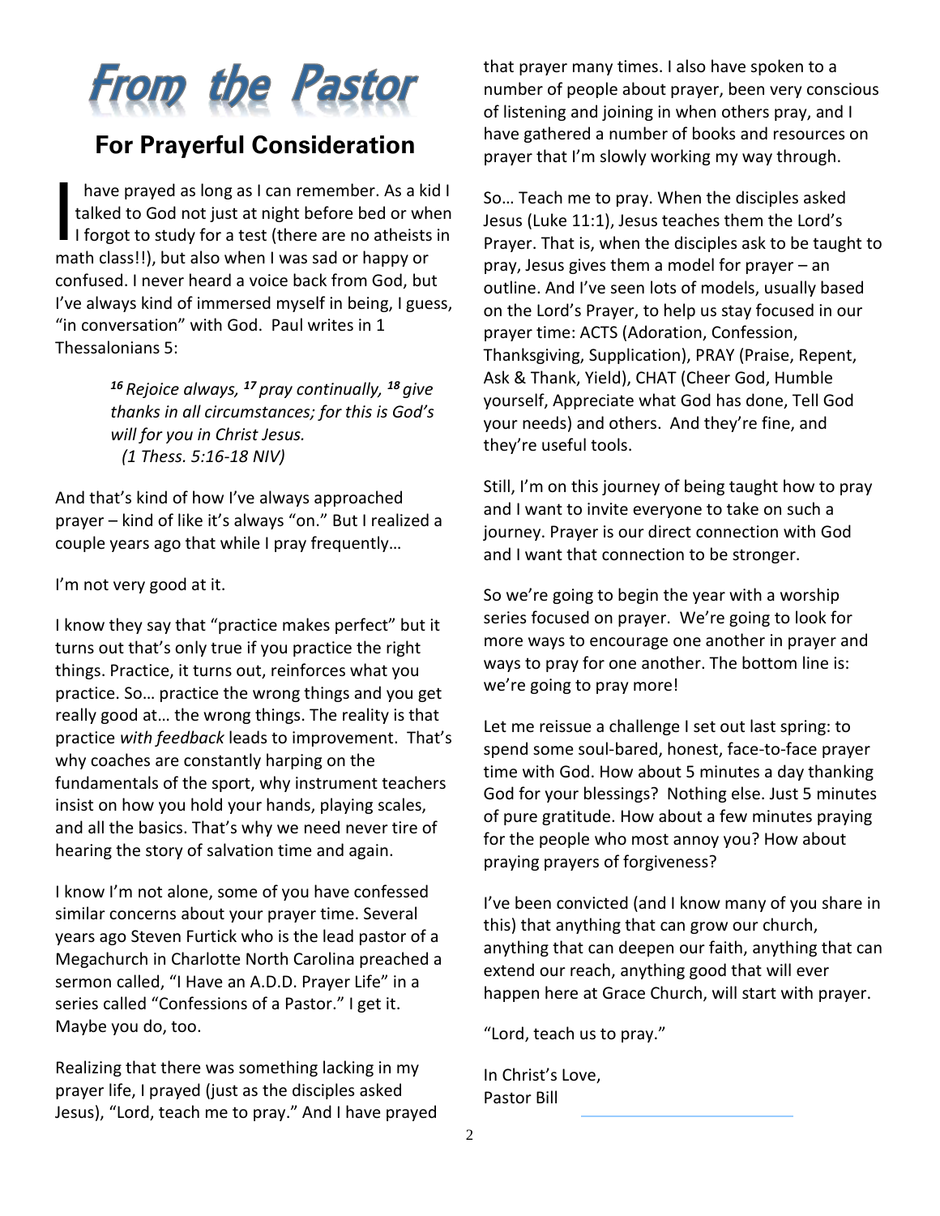# From the Pastor

## For Prayerful Consideration

I have prayed as long as I can remember. As a kid I talked to God not just at night before bed or when I forgot to study for a test (there are no atheists in math class!!), but also when I was sad or happy or confused. I never heard a voice back from God, but I've always kind of immersed myself in being, I guess, "in conversation" with God. Paul writes in 1 Thessalonians 5:

> *16 Rejoice always, 17 pray continually, 18 give thanks in all circumstances; for this is God's will for you in Christ Jesus.*
> *(1 Thess. 5:16-18 NIV)*

And that's kind of how I've always approached prayer – kind of like it's always "on." But I realized a couple years ago that while I pray frequently…

I'm not very good at it.

I know they say that "practice makes perfect" but it turns out that's only true if you practice the right things. Practice, it turns out, reinforces what you practice. So… practice the wrong things and you get really good at… the wrong things. The reality is that practice *with feedback* leads to improvement. That's why coaches are constantly harping on the fundamentals of the sport, why instrument teachers insist on how you hold your hands, playing scales, and all the basics. That's why we need never tire of hearing the story of salvation time and again.

I know I'm not alone, some of you have confessed similar concerns about your prayer time. Several years ago Steven Furtick who is the lead pastor of a Megachurch in Charlotte North Carolina preached a sermon called, "I Have an A.D.D. Prayer Life" in a series called "Confessions of a Pastor." I get it. Maybe you do, too.

Realizing that there was something lacking in my prayer life, I prayed (just as the disciples asked Jesus), "Lord, teach me to pray." And I have prayed that prayer many times. I also have spoken to a number of people about prayer, been very conscious of listening and joining in when others pray, and I have gathered a number of books and resources on prayer that I'm slowly working my way through.

So… Teach me to pray. When the disciples asked Jesus (Luke 11:1), Jesus teaches them the Lord's Prayer. That is, when the disciples ask to be taught to pray, Jesus gives them a model for prayer – an outline. And I've seen lots of models, usually based on the Lord's Prayer, to help us stay focused in our prayer time: ACTS (Adoration, Confession, Thanksgiving, Supplication), PRAY (Praise, Repent, Ask & Thank, Yield), CHAT (Cheer God, Humble yourself, Appreciate what God has done, Tell God your needs) and others. And they're fine, and they're useful tools.

Still, I'm on this journey of being taught how to pray and I want to invite everyone to take on such a journey. Prayer is our direct connection with God and I want that connection to be stronger.

So we're going to begin the year with a worship series focused on prayer. We're going to look for more ways to encourage one another in prayer and ways to pray for one another. The bottom line is: we're going to pray more!

Let me reissue a challenge I set out last spring: to spend some soul-bared, honest, face-to-face prayer time with God. How about 5 minutes a day thanking God for your blessings? Nothing else. Just 5 minutes of pure gratitude. How about a few minutes praying for the people who most annoy you? How about praying prayers of forgiveness?

I've been convicted (and I know many of you share in this) that anything that can grow our church, anything that can deepen our faith, anything that can extend our reach, anything good that will ever happen here at Grace Church, will start with prayer.

"Lord, teach us to pray."

In Christ's Love,
Pastor Bill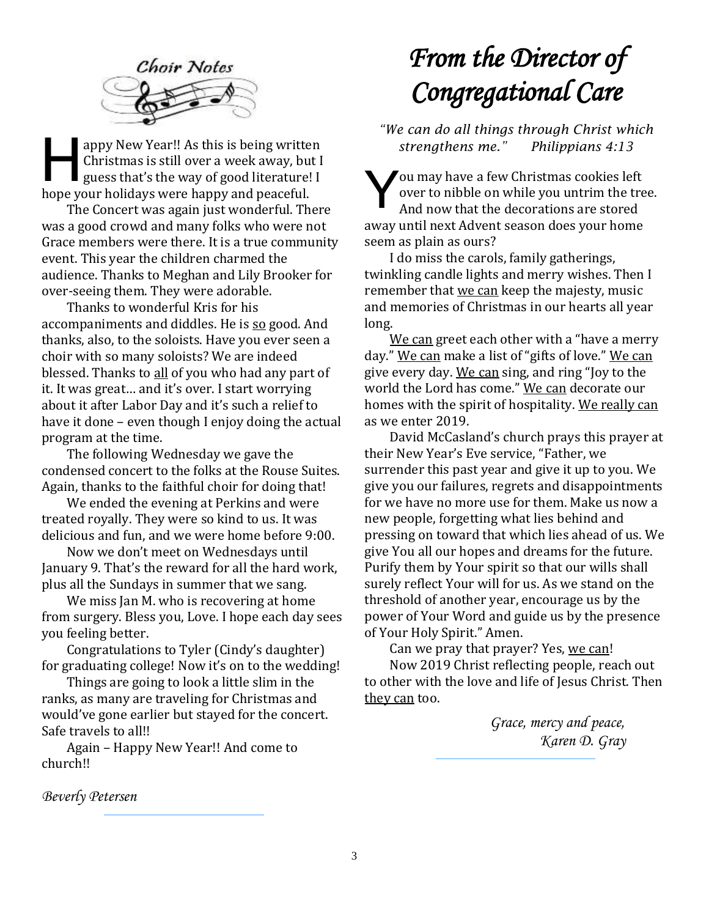## Choir Notes

Happy New Year!! As this is being written Christmas is still over a week away, but I guess that's the way of good literature! I hope your holidays were happy and peaceful.

The Concert was again just wonderful. There was a good crowd and many folks who were not Grace members were there. It is a true community event. This year the children charmed the audience. Thanks to Meghan and Lily Brooker for over-seeing them. They were adorable.

Thanks to wonderful Kris for his accompaniments and diddles. He is so good. And thanks, also, to the soloists. Have you ever seen a choir with so many soloists? We are indeed blessed. Thanks to all of you who had any part of it. It was great… and it's over. I start worrying about it after Labor Day and it's such a relief to have it done – even though I enjoy doing the actual program at the time.

The following Wednesday we gave the condensed concert to the folks at the Rouse Suites. Again, thanks to the faithful choir for doing that!

We ended the evening at Perkins and were treated royally. They were so kind to us. It was delicious and fun, and we were home before 9:00.

Now we don't meet on Wednesdays until January 9. That's the reward for all the hard work, plus all the Sundays in summer that we sang.

We miss Jan M. who is recovering at home from surgery. Bless you, Love. I hope each day sees you feeling better.

Congratulations to Tyler (Cindy's daughter) for graduating college! Now it's on to the wedding!

Things are going to look a little slim in the ranks, as many are traveling for Christmas and would've gone earlier but stayed for the concert. Safe travels to all!!

Again – Happy New Year!! And come to church!!

*Beverly Petersen*

# *From the Director of Congregational Care*

*"We can do all things through Christ which strengthens me." Philippians 4:13*

You may have a few Christmas cookies left over to nibble on while you untrim the tree. And now that the decorations are stored away until next Advent season does your home seem as plain as ours?

I do miss the carols, family gatherings, twinkling candle lights and merry wishes. Then I remember that we can keep the majesty, music and memories of Christmas in our hearts all year long.

We can greet each other with a "have a merry day." We can make a list of "gifts of love." We can give every day. We can sing, and ring "Joy to the world the Lord has come." We can decorate our homes with the spirit of hospitality. We really can as we enter 2019.

David McCasland's church prays this prayer at their New Year's Eve service, "Father, we surrender this past year and give it up to you. We give you our failures, regrets and disappointments for we have no more use for them. Make us now a new people, forgetting what lies behind and pressing on toward that which lies ahead of us. We give You all our hopes and dreams for the future. Purify them by Your spirit so that our wills shall surely reflect Your will for us. As we stand on the threshold of another year, encourage us by the power of Your Word and guide us by the presence of Your Holy Spirit." Amen.

Can we pray that prayer? Yes, we can!

Now 2019 Christ reflecting people, reach out to other with the love and life of Jesus Christ. Then they can too.

*Grace, mercy and peace,*
*Karen D. Gray*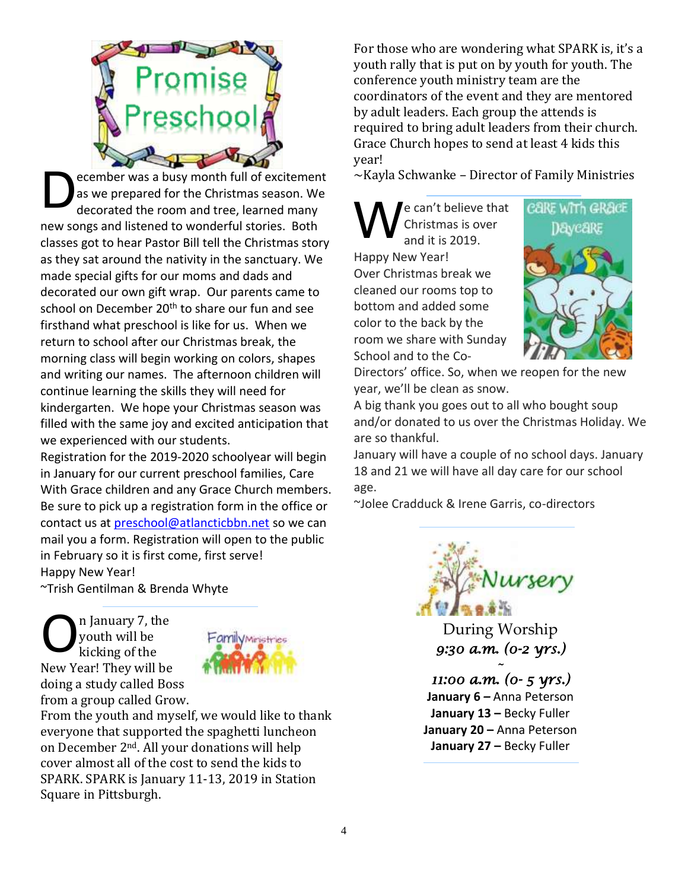# Promise Preschool

December was a busy month full of excitement as we prepared for the Christmas season. We decorated the room and tree, learned many new songs and listened to wonderful stories. Both classes got to hear Pastor Bill tell the Christmas story as they sat around the nativity in the sanctuary. We made special gifts for our moms and dads and decorated our own gift wrap. Our parents came to school on December 20th to share our fun and see firsthand what preschool is like for us. When we return to school after our Christmas break, the morning class will begin working on colors, shapes and writing our names. The afternoon children will continue learning the skills they will need for kindergarten. We hope your Christmas season was filled with the same joy and excited anticipation that we experienced with our students.

Registration for the 2019-2020 schoolyear will begin in January for our current preschool families, Care With Grace children and any Grace Church members. Be sure to pick up a registration form in the office or contact us at preschool@atlancticbbn.net so we can mail you a form. Registration will open to the public in February so it is first come, first serve!

Happy New Year!

~Trish Gentilman & Brenda Whyte

---

Family Ministries

On January 7, the youth will be kicking of the New Year! They will be doing a study called Boss from a group called Grow.

From the youth and myself, we would like to thank everyone that supported the spaghetti luncheon on December 2nd. All your donations will help cover almost all of the cost to send the kids to SPARK. SPARK is January 11-13, 2019 in Station Square in Pittsburgh.

For those who are wondering what SPARK is, it's a youth rally that is put on by youth for youth. The conference youth ministry team are the coordinators of the event and they are mentored by adult leaders. Each group the attends is required to bring adult leaders from their church. Grace Church hopes to send at least 4 kids this year!

~Kayla Schwanke – Director of Family Ministries

---

Care With Grace Daycare

We can't believe that Christmas is over and it is 2019. Happy New Year!

Over Christmas break we cleaned our rooms top to bottom and added some color to the back by the room we share with Sunday School and to the Co-Directors' office. So, when we reopen for the new year, we'll be clean as snow.

A big thank you goes out to all who bought soup and/or donated to us over the Christmas Holiday. We are so thankful.

January will have a couple of no school days. January 18 and 21 we will have all day care for our school age.

~Jolee Cradduck & Irene Garris, co-directors

---

# Nursery

During Worship

*9:30 a.m. (0-2 yrs.)*

~

*11:00 a.m. (0- 5 yrs.)*

**January 6 –** Anna Peterson
**January 13 –** Becky Fuller
**January 20 –** Anna Peterson
**January 27 –** Becky Fuller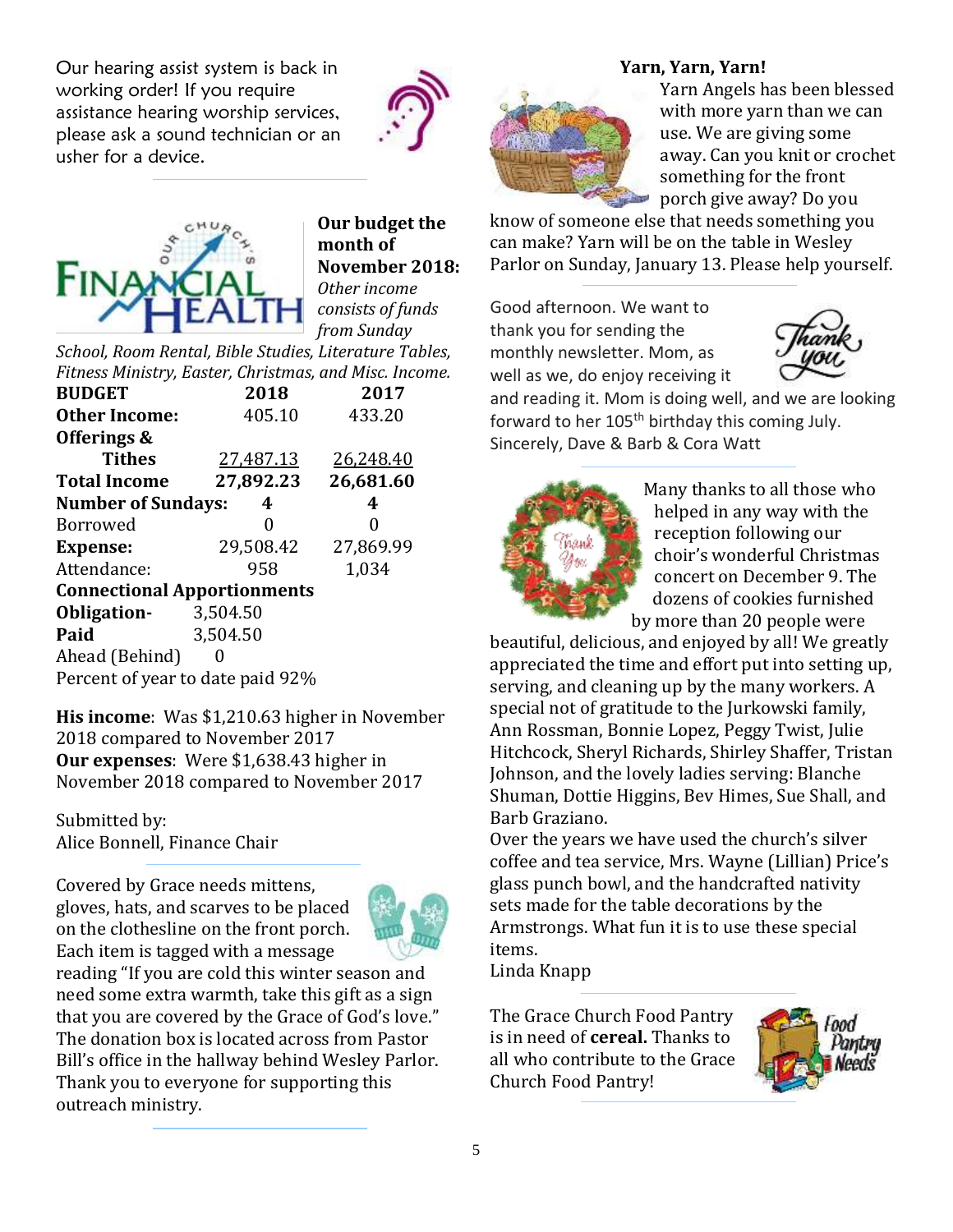Our hearing assist system is back in working order! If you require assistance hearing worship services, please ask a sound technician or an usher for a device.

**Our budget the month of November 2018:** *Other income consists of funds from Sunday School, Room Rental, Bible Studies, Literature Tables, Fitness Ministry, Easter, Christmas, and Misc. Income.*

| **BUDGET** | **2018** | **2017** |
|---|---|---|
| **Other Income:** | 405.10 | 433.20 |
| **Offerings & Tithes** | 27,487.13 | 26,248.40 |
| **Total Income** | **27,892.23** | **26,681.60** |
| **Number of Sundays:** | **4** | **4** |
| Borrowed | 0 | 0 |
| **Expense:** | 29,508.42 | 27,869.99 |
| Attendance: | 958 | 1,034 |

**Connectional Apportionments**
**Obligation-** 3,504.50
**Paid** 3,504.50
Ahead (Behind) 0
Percent of year to date paid 92%

**His income**: Was $1,210.63 higher in November 2018 compared to November 2017
**Our expenses**: Were $1,638.43 higher in November 2018 compared to November 2017

Submitted by:
Alice Bonnell, Finance Chair

Covered by Grace needs mittens, gloves, hats, and scarves to be placed on the clothesline on the front porch. Each item is tagged with a message reading "If you are cold this winter season and need some extra warmth, take this gift as a sign that you are covered by the Grace of God's love." The donation box is located across from Pastor Bill's office in the hallway behind Wesley Parlor. Thank you to everyone for supporting this outreach ministry.

**Yarn, Yarn, Yarn!**

Yarn Angels has been blessed with more yarn than we can use. We are giving some away. Can you knit or crochet something for the front porch give away? Do you know of someone else that needs something you can make? Yarn will be on the table in Wesley Parlor on Sunday, January 13. Please help yourself.

Good afternoon. We want to thank you for sending the monthly newsletter. Mom, as well as we, do enjoy receiving it and reading it. Mom is doing well, and we are looking forward to her 105th birthday this coming July.
Sincerely, Dave & Barb & Cora Watt

Many thanks to all those who helped in any way with the reception following our choir's wonderful Christmas concert on December 9. The dozens of cookies furnished by more than 20 people were beautiful, delicious, and enjoyed by all! We greatly appreciated the time and effort put into setting up, serving, and cleaning up by the many workers. A special not of gratitude to the Jurkowski family, Ann Rossman, Bonnie Lopez, Peggy Twist, Julie Hitchcock, Sheryl Richards, Shirley Shaffer, Tristan Johnson, and the lovely ladies serving: Blanche Shuman, Dottie Higgins, Bev Himes, Sue Shall, and Barb Graziano.
Over the years we have used the church's silver coffee and tea service, Mrs. Wayne (Lillian) Price's glass punch bowl, and the handcrafted nativity sets made for the table decorations by the Armstrongs. What fun it is to use these special items.
Linda Knapp

The Grace Church Food Pantry is in need of **cereal.** Thanks to all who contribute to the Grace Church Food Pantry!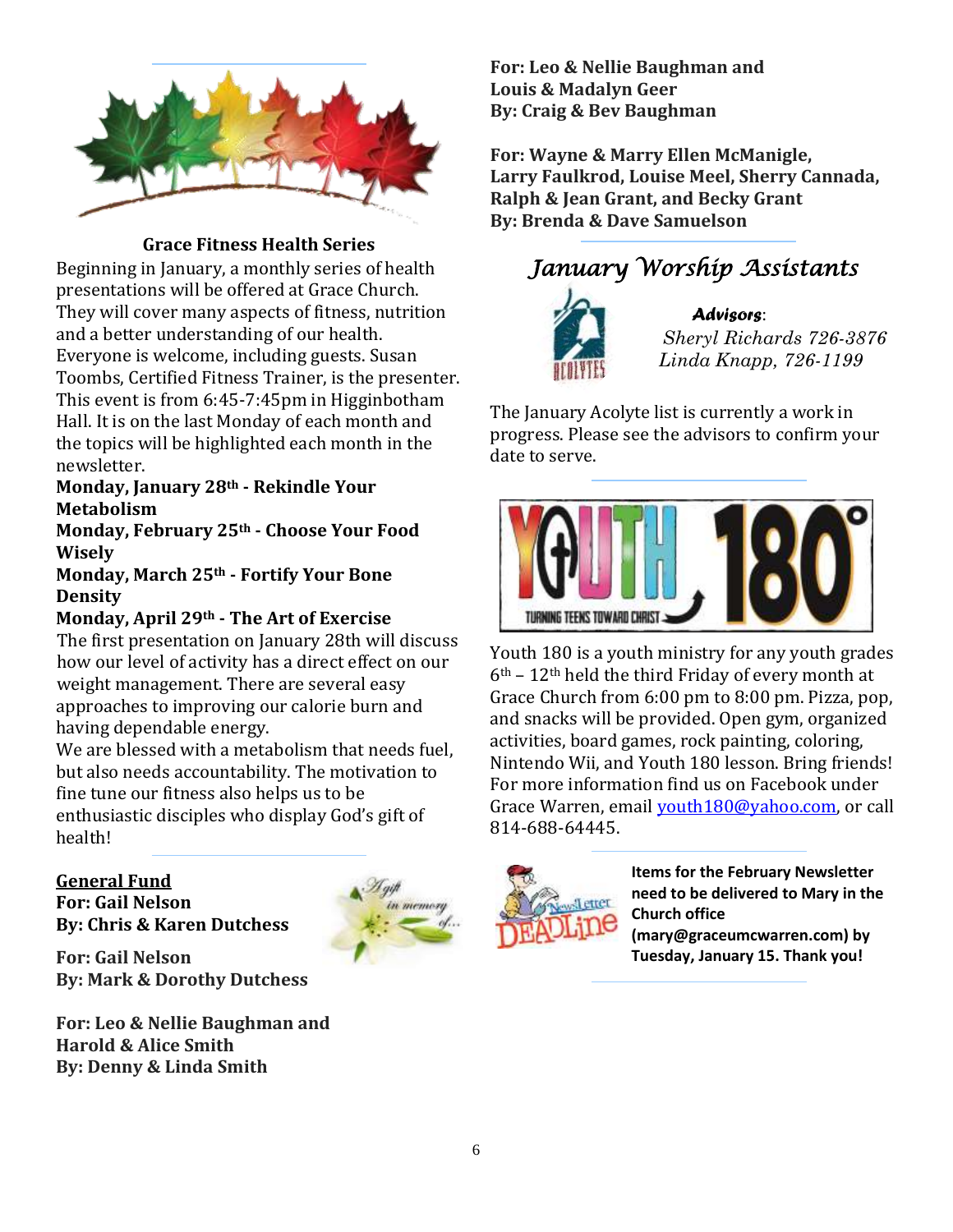## Grace Fitness Health Series

Beginning in January, a monthly series of health presentations will be offered at Grace Church. They will cover many aspects of fitness, nutrition and a better understanding of our health. Everyone is welcome, including guests. Susan Toombs, Certified Fitness Trainer, is the presenter. This event is from 6:45-7:45pm in Higginbotham Hall. It is on the last Monday of each month and the topics will be highlighted each month in the newsletter.

**Monday, January 28th - Rekindle Your Metabolism**
**Monday, February 25th - Choose Your Food Wisely**
**Monday, March 25th - Fortify Your Bone Density**
**Monday, April 29th - The Art of Exercise**

The first presentation on January 28th will discuss how our level of activity has a direct effect on our weight management. There are several easy approaches to improving our calorie burn and having dependable energy.

We are blessed with a metabolism that needs fuel, but also needs accountability. The motivation to fine tune our fitness also helps us to be enthusiastic disciples who display God's gift of health!

**General Fund**

A gift in memory of...

**For: Gail Nelson**
**By: Chris & Karen Dutchess**

**For: Gail Nelson**
**By: Mark & Dorothy Dutchess**

**For: Leo & Nellie Baughman and Harold & Alice Smith**
**By: Denny & Linda Smith**

**For: Leo & Nellie Baughman and Louis & Madalyn Geer**
**By: Craig & Bev Baughman**

**For: Wayne & Marry Ellen McManigle, Larry Faulkrod, Louise Meel, Sherry Cannada, Ralph & Jean Grant, and Becky Grant**
**By: Brenda & Dave Samuelson**

## *January Worship Assistants*

ACOLYTES

***Advisors***:
*Sheryl Richards 726-3876*
*Linda Knapp, 726-1199*

The January Acolyte list is currently a work in progress. Please see the advisors to confirm your date to serve.

YOUTH 180 — TURNING TEENS TOWARD CHRIST

Youth 180 is a youth ministry for any youth grades 6th – 12th held the third Friday of every month at Grace Church from 6:00 pm to 8:00 pm. Pizza, pop, and snacks will be provided. Open gym, organized activities, board games, rock painting, coloring, Nintendo Wii, and Youth 180 lesson. Bring friends! For more information find us on Facebook under Grace Warren, email youth180@yahoo.com, or call 814-688-64445.

Newsletter DEADLine

**Items for the February Newsletter need to be delivered to Mary in the Church office (mary@graceumcwarren.com) by Tuesday, January 15. Thank you!**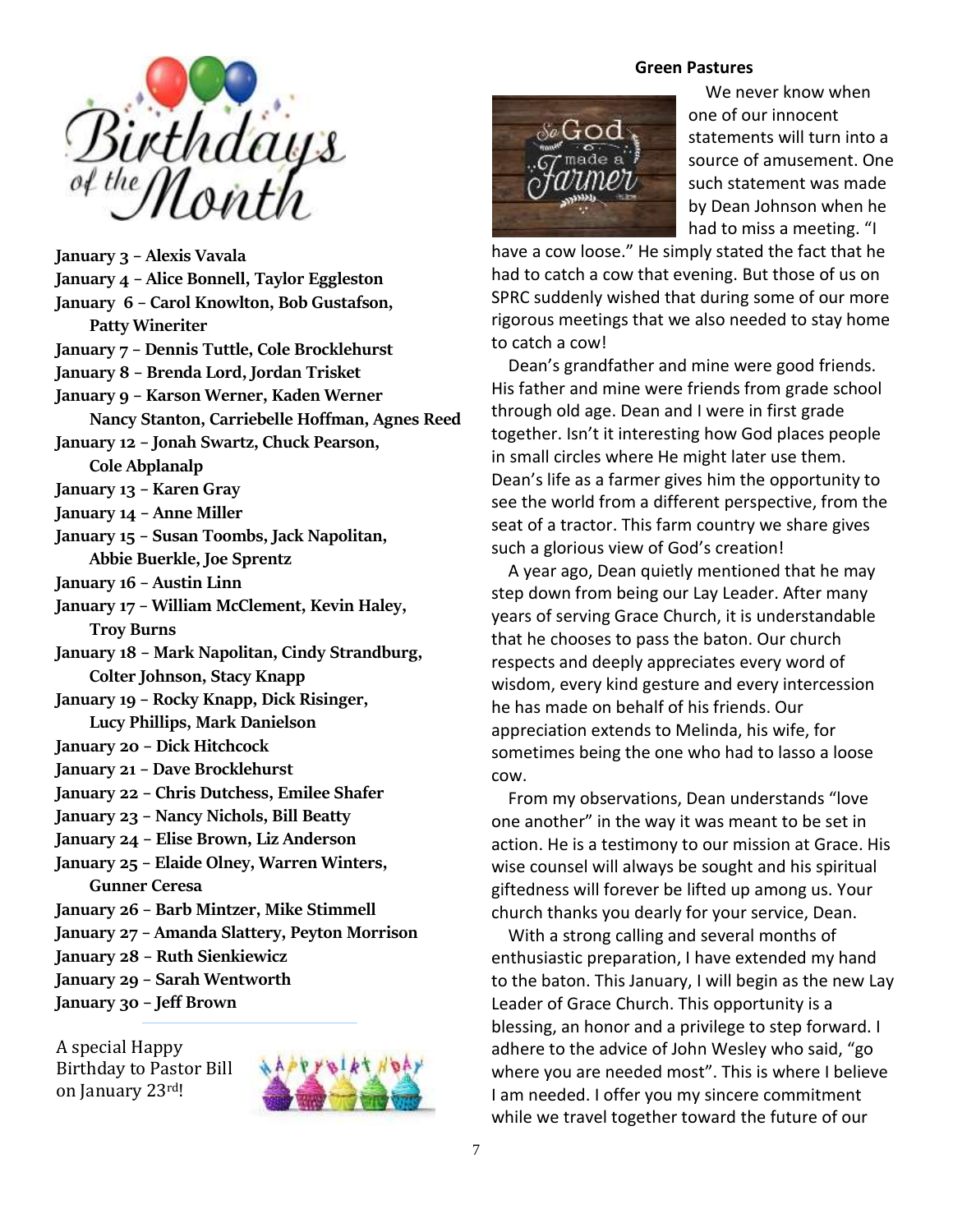# Birthdays of the Month

**January 3 – Alexis Vavala**
**January 4 – Alice Bonnell, Taylor Eggleston**
**January 6 – Carol Knowlton, Bob Gustafson, Patty Wineriter**
**January 7 – Dennis Tuttle, Cole Brocklehurst**
**January 8 – Brenda Lord, Jordan Trisket**
**January 9 – Karson Werner, Kaden Werner Nancy Stanton, Carriebelle Hoffman, Agnes Reed**
**January 12 – Jonah Swartz, Chuck Pearson, Cole Abplanalp**
**January 13 – Karen Gray**
**January 14 – Anne Miller**
**January 15 – Susan Toombs, Jack Napolitan, Abbie Buerkle, Joe Sprentz**
**January 16 – Austin Linn**
**January 17 – William McClement, Kevin Haley, Troy Burns**
**January 18 – Mark Napolitan, Cindy Strandburg, Colter Johnson, Stacy Knapp**
**January 19 – Rocky Knapp, Dick Risinger, Lucy Phillips, Mark Danielson**
**January 20 – Dick Hitchcock**
**January 21 – Dave Brocklehurst**
**January 22 – Chris Dutchess, Emilee Shafer**
**January 23 – Nancy Nichols, Bill Beatty**
**January 24 – Elise Brown, Liz Anderson**
**January 25 – Elaide Olney, Warren Winters, Gunner Ceresa**
**January 26 – Barb Mintzer, Mike Stimmell**
**January 27 – Amanda Slattery, Peyton Morrison**
**January 28 – Ruth Sienkiewicz**
**January 29 – Sarah Wentworth**
**January 30 – Jeff Brown**

A special Happy Birthday to Pastor Bill on January 23rd!

## Green Pastures

We never know when one of our innocent statements will turn into a source of amusement. One such statement was made by Dean Johnson when he had to miss a meeting. "I have a cow loose." He simply stated the fact that he had to catch a cow that evening. But those of us on SPRC suddenly wished that during some of our more rigorous meetings that we also needed to stay home to catch a cow!

Dean's grandfather and mine were good friends. His father and mine were friends from grade school through old age. Dean and I were in first grade together. Isn't it interesting how God places people in small circles where He might later use them. Dean's life as a farmer gives him the opportunity to see the world from a different perspective, from the seat of a tractor. This farm country we share gives such a glorious view of God's creation!

A year ago, Dean quietly mentioned that he may step down from being our Lay Leader. After many years of serving Grace Church, it is understandable that he chooses to pass the baton. Our church respects and deeply appreciates every word of wisdom, every kind gesture and every intercession he has made on behalf of his friends. Our appreciation extends to Melinda, his wife, for sometimes being the one who had to lasso a loose cow.

From my observations, Dean understands "love one another" in the way it was meant to be set in action. He is a testimony to our mission at Grace. His wise counsel will always be sought and his spiritual giftedness will forever be lifted up among us. Your church thanks you dearly for your service, Dean.

With a strong calling and several months of enthusiastic preparation, I have extended my hand to the baton. This January, I will begin as the new Lay Leader of Grace Church. This opportunity is a blessing, an honor and a privilege to step forward. I adhere to the advice of John Wesley who said, "go where you are needed most". This is where I believe I am needed. I offer you my sincere commitment while we travel together toward the future of our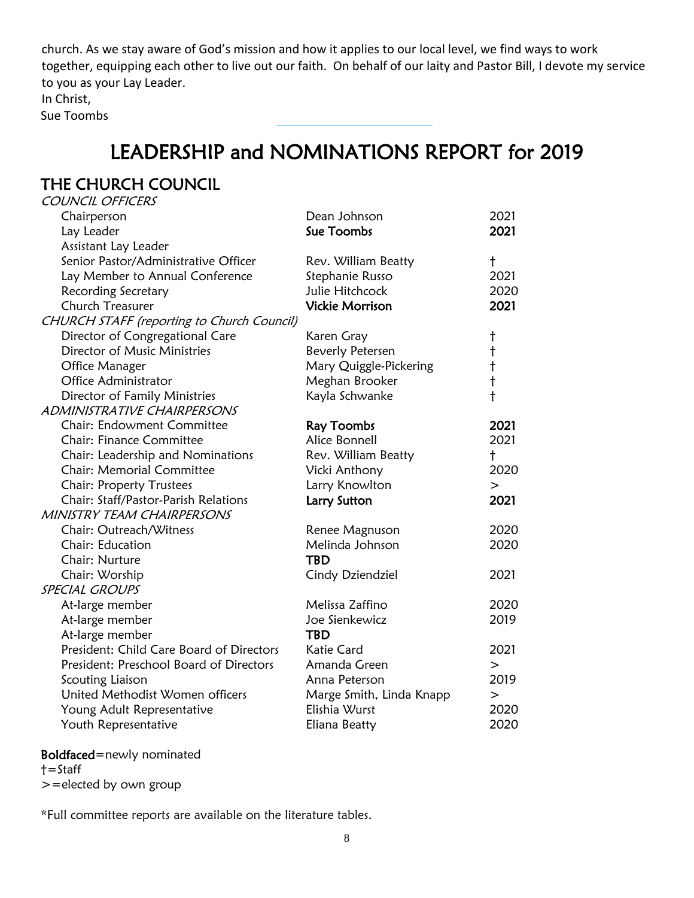church. As we stay aware of God's mission and how it applies to our local level, we find ways to work together, equipping each other to live out our faith. On behalf of our laity and Pastor Bill, I devote my service to you as your Lay Leader.
In Christ,
Sue Toombs

# LEADERSHIP and NOMINATIONS REPORT for 2019

## THE CHURCH COUNCIL

| | | |
|---|---|---|
| *COUNCIL OFFICERS* | | |
| Chairperson | Dean Johnson | 2021 |
| Lay Leader | **Sue Toombs** | **2021** |
| Assistant Lay Leader | | |
| Senior Pastor/Administrative Officer | Rev. William Beatty | † |
| Lay Member to Annual Conference | Stephanie Russo | 2021 |
| Recording Secretary | Julie Hitchcock | 2020 |
| Church Treasurer | **Vickie Morrison** | **2021** |
| *CHURCH STAFF (reporting to Church Council)* | | |
| Director of Congregational Care | Karen Gray | † |
| Director of Music Ministries | Beverly Petersen | † |
| Office Manager | Mary Quiggle-Pickering | † |
| Office Administrator | Meghan Brooker | † |
| Director of Family Ministries | Kayla Schwanke | † |
| *ADMINISTRATIVE CHAIRPERSONS* | | |
| Chair: Endowment Committee | **Ray Toombs** | **2021** |
| Chair: Finance Committee | Alice Bonnell | 2021 |
| Chair: Leadership and Nominations | Rev. William Beatty | † |
| Chair: Memorial Committee | Vicki Anthony | 2020 |
| Chair: Property Trustees | Larry Knowlton | > |
| Chair: Staff/Pastor-Parish Relations | **Larry Sutton** | **2021** |
| *MINISTRY TEAM CHAIRPERSONS* | | |
| Chair: Outreach/Witness | Renee Magnuson | 2020 |
| Chair: Education | Melinda Johnson | 2020 |
| Chair: Nurture | **TBD** | |
| Chair: Worship | Cindy Dziendziel | 2021 |
| *SPECIAL GROUPS* | | |
| At-large member | Melissa Zaffino | 2020 |
| At-large member | Joe Sienkewicz | 2019 |
| At-large member | **TBD** | |
| President: Child Care Board of Directors | Katie Card | 2021 |
| President: Preschool Board of Directors | Amanda Green | > |
| Scouting Liaison | Anna Peterson | 2019 |
| United Methodist Women officers | Marge Smith, Linda Knapp | > |
| Young Adult Representative | Elishia Wurst | 2020 |
| Youth Representative | Eliana Beatty | 2020 |

**Boldfaced**=newly nominated
†=Staff
>=elected by own group

*Full committee reports are available on the literature tables.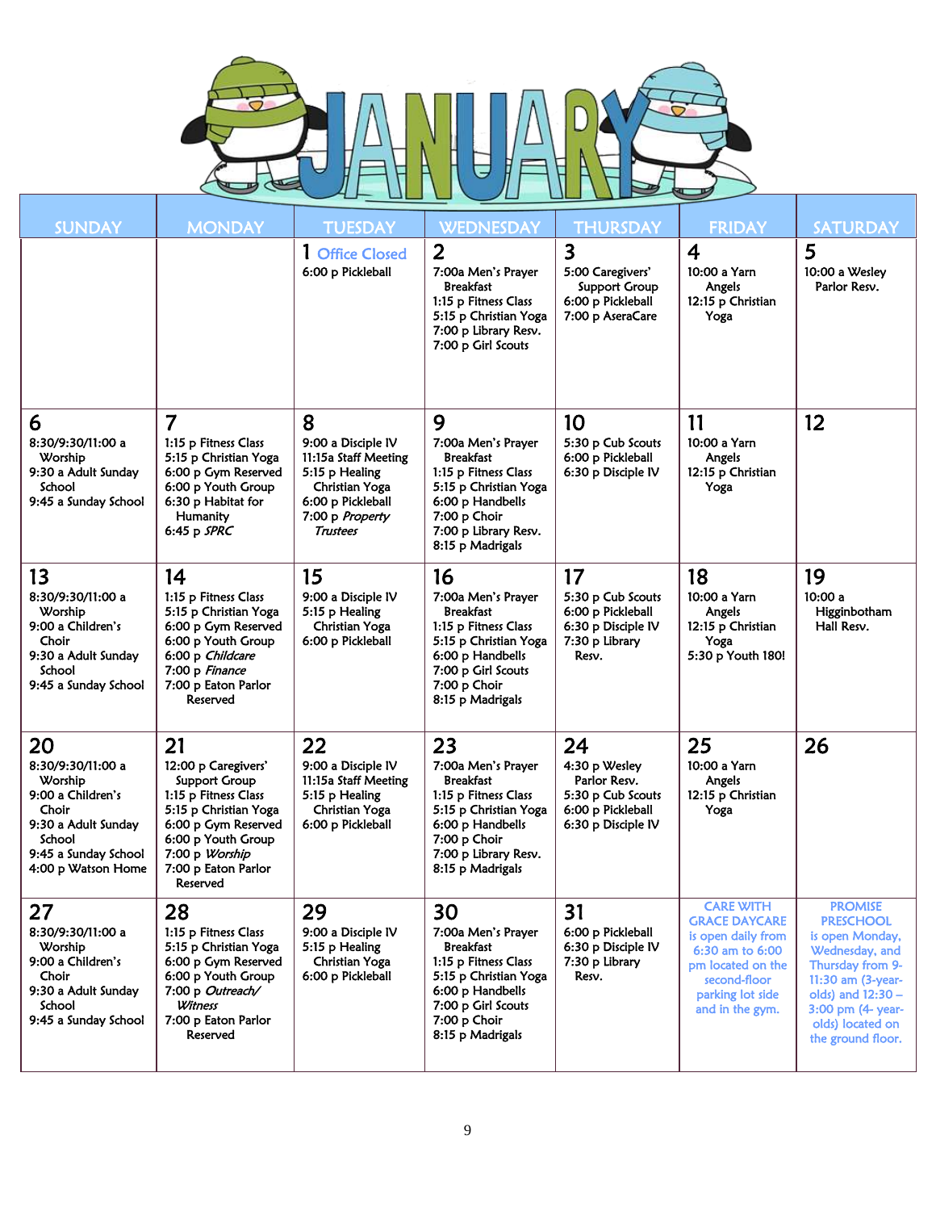# JANUARY

| SUNDAY | MONDAY | TUESDAY | WEDNESDAY | THURSDAY | FRIDAY | SATURDAY |
|---|---|---|---|---|---|---|
| | | **1** Office Closed<br>6:00 p Pickleball | **2**<br>7:00a Men's Prayer Breakfast<br>1:15 p Fitness Class<br>5:15 p Christian Yoga<br>7:00 p Library Resv.<br>7:00 p Girl Scouts | **3**<br>5:00 Caregivers' Support Group<br>6:00 p Pickleball<br>7:00 p AseraCare | **4**<br>10:00 a Yarn Angels<br>12:15 p Christian Yoga | **5**<br>10:00 a Wesley Parlor Resv. |
| **6**<br>8:30/9:30/11:00 a Worship<br>9:30 a Adult Sunday School<br>9:45 a Sunday School | **7**<br>1:15 p Fitness Class<br>5:15 p Christian Yoga<br>6:00 p Gym Reserved<br>6:00 p Youth Group<br>6:30 p Habitat for Humanity<br>6:45 p *SPRC* | **8**<br>9:00 a Disciple IV<br>11:15a Staff Meeting<br>5:15 p Healing Christian Yoga<br>6:00 p Pickleball<br>7:00 p *Property Trustees* | **9**<br>7:00a Men's Prayer Breakfast<br>1:15 p Fitness Class<br>5:15 p Christian Yoga<br>6:00 p Handbells<br>7:00 p Choir<br>7:00 p Library Resv.<br>8:15 p Madrigals | **10**<br>5:30 p Cub Scouts<br>6:00 p Pickleball<br>6:30 p Disciple IV | **11**<br>10:00 a Yarn Angels<br>12:15 p Christian Yoga | **12** |
| **13**<br>8:30/9:30/11:00 a Worship<br>9:00 a Children's Choir<br>9:30 a Adult Sunday School<br>9:45 a Sunday School | **14**<br>1:15 p Fitness Class<br>5:15 p Christian Yoga<br>6:00 p Gym Reserved<br>6:00 p Youth Group<br>6:00 p *Childcare*<br>7:00 p *Finance*<br>7:00 p Eaton Parlor Reserved | **15**<br>9:00 a Disciple IV<br>5:15 p Healing Christian Yoga<br>6:00 p Pickleball | **16**<br>7:00a Men's Prayer Breakfast<br>1:15 p Fitness Class<br>5:15 p Christian Yoga<br>6:00 p Handbells<br>7:00 p Girl Scouts<br>7:00 p Choir<br>8:15 p Madrigals | **17**<br>5:30 p Cub Scouts<br>6:00 p Pickleball<br>6:30 p Disciple IV<br>7:30 p Library Resv. | **18**<br>10:00 a Yarn Angels<br>12:15 p Christian Yoga<br>5:30 p Youth 180! | **19**<br>10:00 a Higginbotham Hall Resv. |
| **20**<br>8:30/9:30/11:00 a Worship<br>9:00 a Children's Choir<br>9:30 a Adult Sunday School<br>9:45 a Sunday School<br>4:00 p Watson Home | **21**<br>12:00 p Caregivers' Support Group<br>1:15 p Fitness Class<br>5:15 p Christian Yoga<br>6:00 p Gym Reserved<br>6:00 p Youth Group<br>7:00 p *Worship*<br>7:00 p Eaton Parlor Reserved | **22**<br>9:00 a Disciple IV<br>11:15a Staff Meeting<br>5:15 p Healing Christian Yoga<br>6:00 p Pickleball | **23**<br>7:00a Men's Prayer Breakfast<br>1:15 p Fitness Class<br>5:15 p Christian Yoga<br>6:00 p Handbells<br>7:00 p Choir<br>7:00 p Library Resv.<br>8:15 p Madrigals | **24**<br>4:30 p Wesley Parlor Resv.<br>5:30 p Cub Scouts<br>6:00 p Pickleball<br>6:30 p Disciple IV | **25**<br>10:00 a Yarn Angels<br>12:15 p Christian Yoga | **26** |
| **27**<br>8:30/9:30/11:00 a Worship<br>9:00 a Children's Choir<br>9:30 a Adult Sunday School<br>9:45 a Sunday School | **28**<br>1:15 p Fitness Class<br>5:15 p Christian Yoga<br>6:00 p Gym Reserved<br>6:00 p Youth Group<br>7:00 p *Outreach/ Witness*<br>7:00 p Eaton Parlor Reserved | **29**<br>9:00 a Disciple IV<br>5:15 p Healing Christian Yoga<br>6:00 p Pickleball | **30**<br>7:00a Men's Prayer Breakfast<br>1:15 p Fitness Class<br>5:15 p Christian Yoga<br>6:00 p Handbells<br>7:00 p Girl Scouts<br>7:00 p Choir<br>8:15 p Madrigals | **31**<br>6:00 p Pickleball<br>6:30 p Disciple IV<br>7:30 p Library Resv. | CARE WITH GRACE DAYCARE is open daily from 6:30 am to 6:00 pm located on the second-floor parking lot side and in the gym. | PROMISE PRESCHOOL is open Monday, Wednesday, and Thursday from 9-11:30 am (3-year-olds) and 12:30 – 3:00 pm (4- year-olds) located on the ground floor. |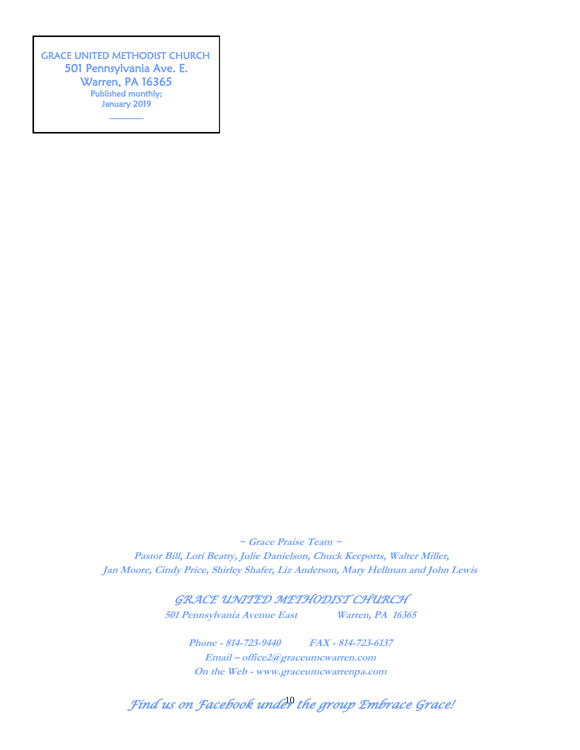GRACE UNITED METHODIST CHURCH
501 Pennsylvania Ave. E.
Warren, PA 16365
Published monthly;
January 2019

**~ Grace Praise Team ~**

**Pastor Bill, Lori Beatty, Julie Danielson, Chuck Keeports, Walter Miller, Jan Moore, Cindy Price, Shirley Shafer, Liz Anderson, Mary Hellman and John Lewis**

***GRACE UNITED METHODIST CHURCH***

**501 Pennsylvania Avenue East     Warren, PA 16365**

**Phone - 814-723-9440     FAX - 814-723-6137**

**Email – office2@graceumcwarren.com**

**On the Web - www.graceumcwarrenpa.com**

*Find us on Facebook under the group Embrace Grace!*